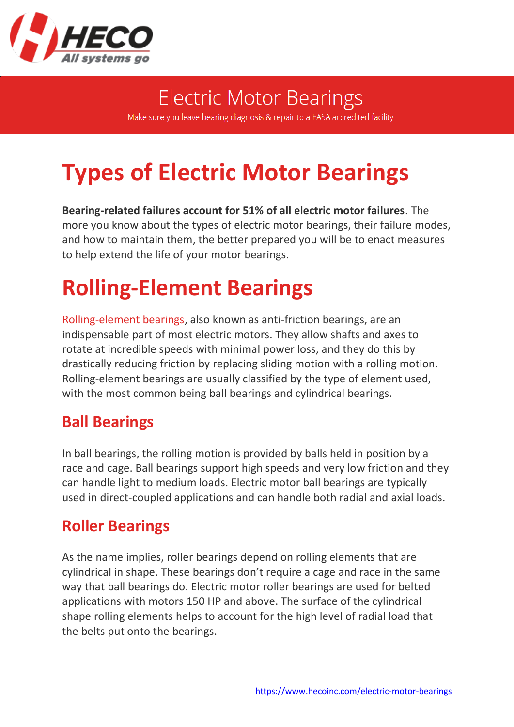# Electric Motor Bearings

Make sure you leave bearing diagnosis & repair to a EASA accredited facility

# Types of Electric Motor Bearings

**Bearing-related failures account for 51% of all electric motor failures**. The more you know about the types of electric motor bearings, their failure modes, and how to maintain them, the better prepared you will be to enact measures to help extend the life of your motor bearings.

# Rolling-Element Bearings

Rolling-element bearings, also known as anti-friction bearings, are an indispensable part of most electric motors. They allow shafts and axes to rotate at incredible speeds with minimal power loss, and they do this by drastically reducing friction by replacing sliding motion with a rolling motion. Rolling-element bearings are usually classified by the type of element used, with the most common being ball bearings and cylindrical bearings.

## Ball Bearings

In ball bearings, the rolling motion is provided by balls held in position by a race and cage. Ball bearings support high speeds and very low friction and they can handle light to medium loads. Electric motor ball bearings are typically used in direct-coupled applications and can handle both radial and axial loads.

## Roller Bearings

As the name implies, roller bearings depend on rolling elements that are cylindrical in shape. These bearings don't require a cage and race in the same way that ball bearings do. Electric motor roller bearings are used for belted applications with motors 150 HP and above. The surface of the cylindrical shape rolling elements helps to account for the high level of radial load that the belts put onto the bearings.

https://www.hecoinc.com/electric-motor-bearings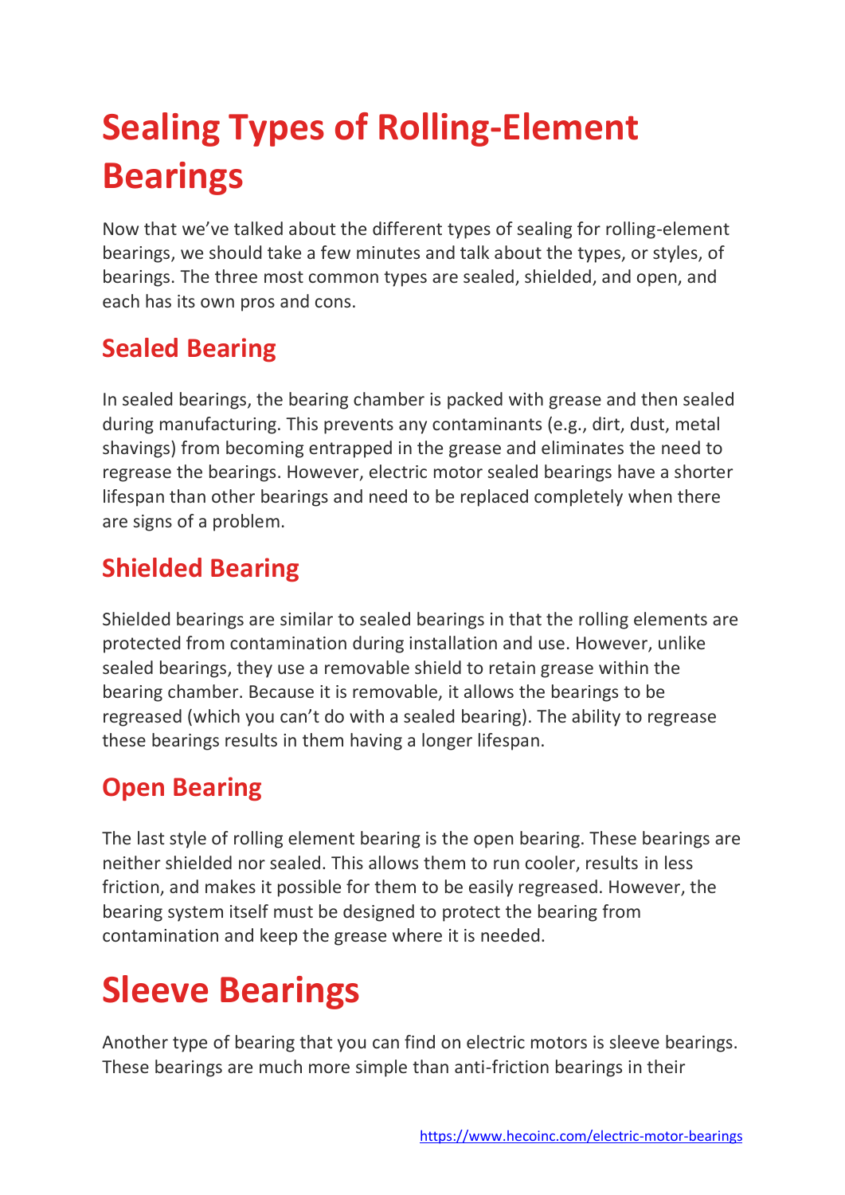# Sealing Types of Rolling-Element Bearings

Now that we've talked about the different types of sealing for rolling-element bearings, we should take a few minutes and talk about the types, or styles, of bearings. The three most common types are sealed, shielded, and open, and each has its own pros and cons.

## Sealed Bearing

In sealed bearings, the bearing chamber is packed with grease and then sealed during manufacturing. This prevents any contaminants (e.g., dirt, dust, metal shavings) from becoming entrapped in the grease and eliminates the need to regrease the bearings. However, electric motor sealed bearings have a shorter lifespan than other bearings and need to be replaced completely when there are signs of a problem.

## Shielded Bearing

Shielded bearings are similar to sealed bearings in that the rolling elements are protected from contamination during installation and use. However, unlike sealed bearings, they use a removable shield to retain grease within the bearing chamber. Because it is removable, it allows the bearings to be regreased (which you can't do with a sealed bearing). The ability to regrease these bearings results in them having a longer lifespan.

## Open Bearing

The last style of rolling element bearing is the open bearing. These bearings are neither shielded nor sealed. This allows them to run cooler, results in less friction, and makes it possible for them to be easily regreased. However, the bearing system itself must be designed to protect the bearing from contamination and keep the grease where it is needed.

# Sleeve Bearings

Another type of bearing that you can find on electric motors is sleeve bearings. These bearings are much more simple than anti-friction bearings in their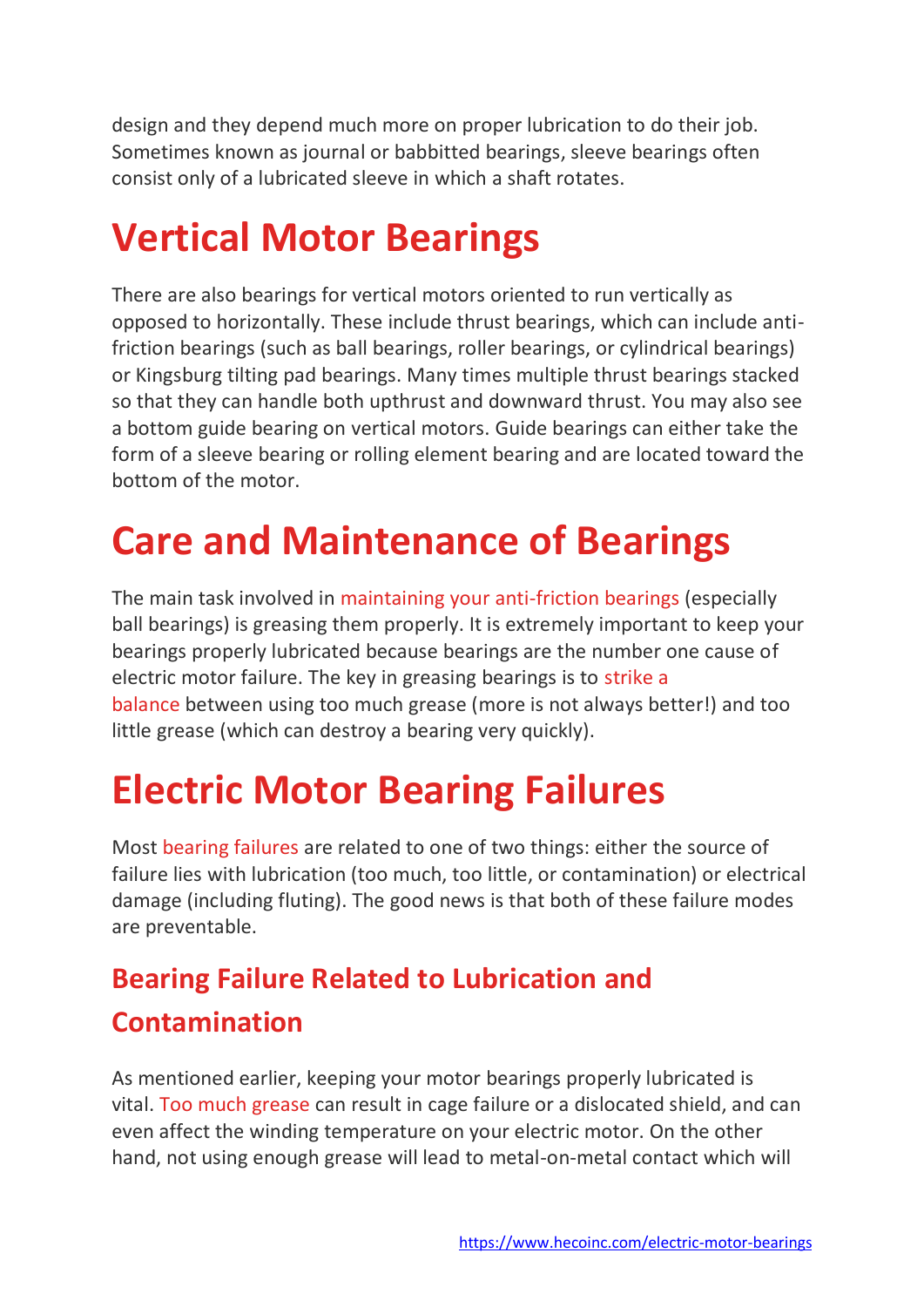design and they depend much more on proper lubrication to do their job. Sometimes known as journal or babbitted bearings, sleeve bearings often consist only of a lubricated sleeve in which a shaft rotates.

# Vertical Motor Bearings

There are also bearings for vertical motors oriented to run vertically as opposed to horizontally. These include thrust bearings, which can include anti-friction bearings (such as ball bearings, roller bearings, or cylindrical bearings) or Kingsburg tilting pad bearings. Many times multiple thrust bearings stacked so that they can handle both upthrust and downward thrust. You may also see a bottom guide bearing on vertical motors. Guide bearings can either take the form of a sleeve bearing or rolling element bearing and are located toward the bottom of the motor.

# Care and Maintenance of Bearings

The main task involved in maintaining your anti-friction bearings (especially ball bearings) is greasing them properly. It is extremely important to keep your bearings properly lubricated because bearings are the number one cause of electric motor failure. The key in greasing bearings is to strike a balance between using too much grease (more is not always better!) and too little grease (which can destroy a bearing very quickly).

# Electric Motor Bearing Failures

Most bearing failures are related to one of two things: either the source of failure lies with lubrication (too much, too little, or contamination) or electrical damage (including fluting). The good news is that both of these failure modes are preventable.

## Bearing Failure Related to Lubrication and Contamination

As mentioned earlier, keeping your motor bearings properly lubricated is vital. Too much grease can result in cage failure or a dislocated shield, and can even affect the winding temperature on your electric motor. On the other hand, not using enough grease will lead to metal-on-metal contact which will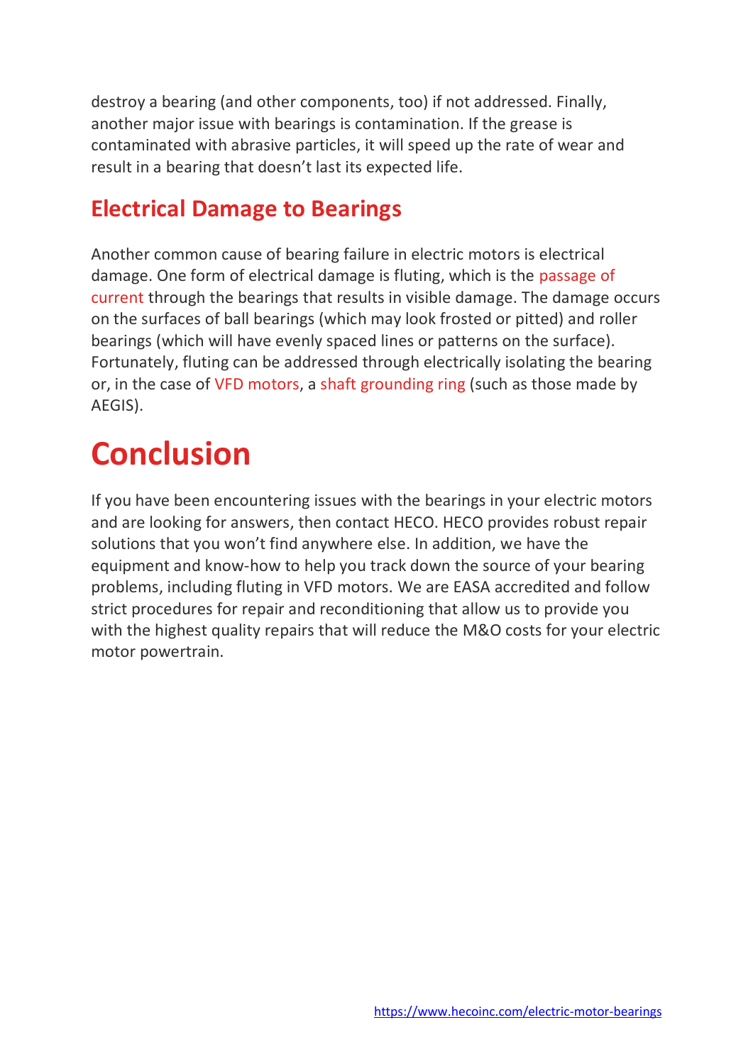destroy a bearing (and other components, too) if not addressed. Finally, another major issue with bearings is contamination. If the grease is contaminated with abrasive particles, it will speed up the rate of wear and result in a bearing that doesn't last its expected life.

## Electrical Damage to Bearings

Another common cause of bearing failure in electric motors is electrical damage. One form of electrical damage is fluting, which is the passage of current through the bearings that results in visible damage. The damage occurs on the surfaces of ball bearings (which may look frosted or pitted) and roller bearings (which will have evenly spaced lines or patterns on the surface). Fortunately, fluting can be addressed through electrically isolating the bearing or, in the case of VFD motors, a shaft grounding ring (such as those made by AEGIS).

# Conclusion

If you have been encountering issues with the bearings in your electric motors and are looking for answers, then contact HECO. HECO provides robust repair solutions that you won't find anywhere else. In addition, we have the equipment and know-how to help you track down the source of your bearing problems, including fluting in VFD motors. We are EASA accredited and follow strict procedures for repair and reconditioning that allow us to provide you with the highest quality repairs that will reduce the M&O costs for your electric motor powertrain.